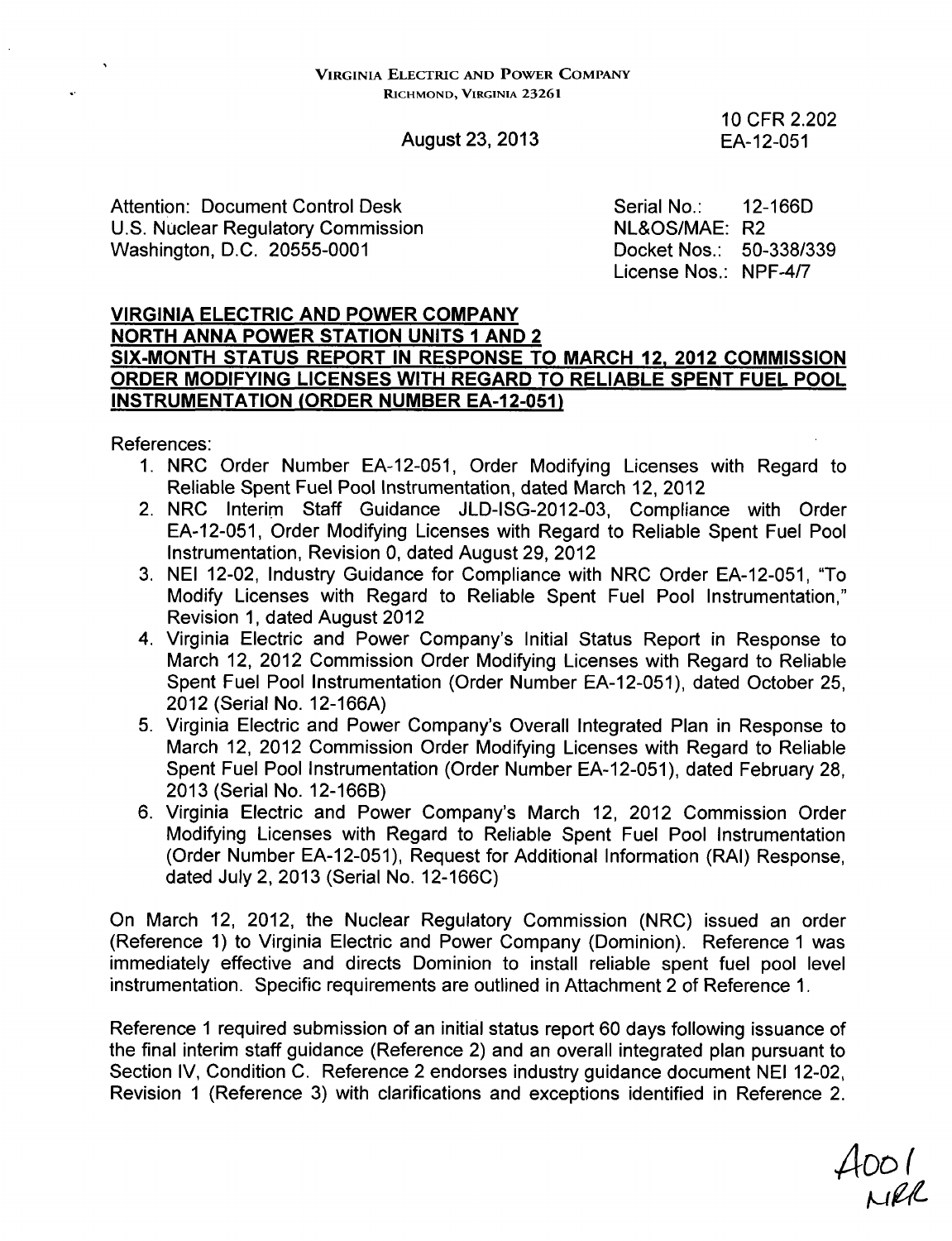VIRGINIA ELECTRIC AND POWER COMPANY
RICHMOND, VIRGINIA 23261

August 23, 2013

10 CFR 2.202
EA-12-051

Attention: Document Control Desk
U.S. Nuclear Regulatory Commission
Washington, D.C. 20555-0001

Serial No.: 12-166D
NL&OS/MAE: R2
Docket Nos.: 50-338/339
License Nos.: NPF-4/7

**VIRGINIA ELECTRIC AND POWER COMPANY**
**NORTH ANNA POWER STATION UNITS 1 AND 2**
**SIX-MONTH STATUS REPORT IN RESPONSE TO MARCH 12, 2012 COMMISSION ORDER MODIFYING LICENSES WITH REGARD TO RELIABLE SPENT FUEL POOL INSTRUMENTATION (ORDER NUMBER EA-12-051)**

References:

1. NRC Order Number EA-12-051, Order Modifying Licenses with Regard to Reliable Spent Fuel Pool Instrumentation, dated March 12, 2012
2. NRC Interim Staff Guidance JLD-ISG-2012-03, Compliance with Order EA-12-051, Order Modifying Licenses with Regard to Reliable Spent Fuel Pool Instrumentation, Revision 0, dated August 29, 2012
3. NEI 12-02, Industry Guidance for Compliance with NRC Order EA-12-051, "To Modify Licenses with Regard to Reliable Spent Fuel Pool Instrumentation," Revision 1, dated August 2012
4. Virginia Electric and Power Company's Initial Status Report in Response to March 12, 2012 Commission Order Modifying Licenses with Regard to Reliable Spent Fuel Pool Instrumentation (Order Number EA-12-051), dated October 25, 2012 (Serial No. 12-166A)
5. Virginia Electric and Power Company's Overall Integrated Plan in Response to March 12, 2012 Commission Order Modifying Licenses with Regard to Reliable Spent Fuel Pool Instrumentation (Order Number EA-12-051), dated February 28, 2013 (Serial No. 12-166B)
6. Virginia Electric and Power Company's March 12, 2012 Commission Order Modifying Licenses with Regard to Reliable Spent Fuel Pool Instrumentation (Order Number EA-12-051), Request for Additional Information (RAI) Response, dated July 2, 2013 (Serial No. 12-166C)

On March 12, 2012, the Nuclear Regulatory Commission (NRC) issued an order (Reference 1) to Virginia Electric and Power Company (Dominion). Reference 1 was immediately effective and directs Dominion to install reliable spent fuel pool level instrumentation. Specific requirements are outlined in Attachment 2 of Reference 1.

Reference 1 required submission of an initial status report 60 days following issuance of the final interim staff guidance (Reference 2) and an overall integrated plan pursuant to Section IV, Condition C. Reference 2 endorses industry guidance document NEI 12-02, Revision 1 (Reference 3) with clarifications and exceptions identified in Reference 2.

A001
NRR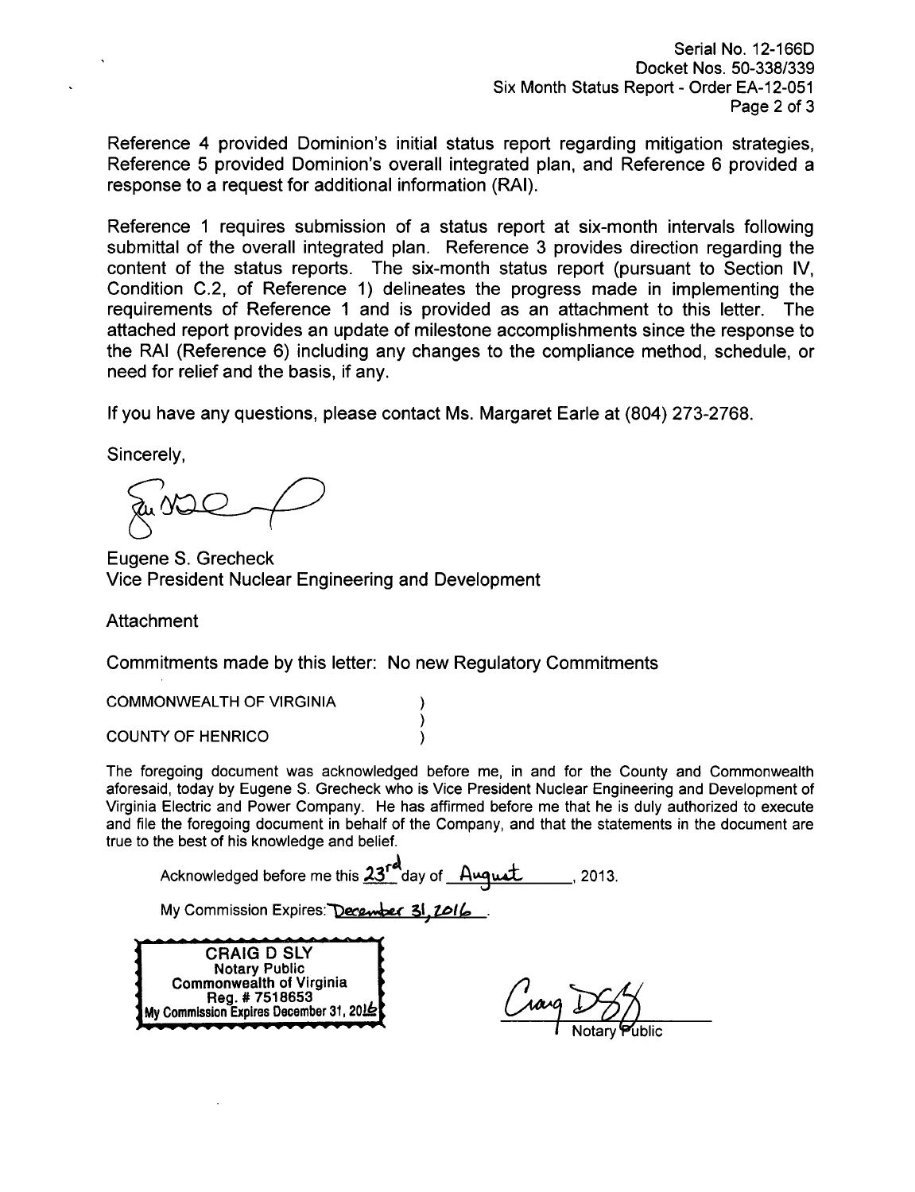Serial No. 12-166D
Docket Nos. 50-338/339
Six Month Status Report - Order EA-12-051

Reference 4 provided Dominion's initial status report regarding mitigation strategies, Reference 5 provided Dominion's overall integrated plan, and Reference 6 provided a response to a request for additional information (RAI).

Reference 1 requires submission of a status report at six-month intervals following submittal of the overall integrated plan. Reference 3 provides direction regarding the content of the status reports. The six-month status report (pursuant to Section IV, Condition C.2, of Reference 1) delineates the progress made in implementing the requirements of Reference 1 and is provided as an attachment to this letter. The attached report provides an update of milestone accomplishments since the response to the RAI (Reference 6) including any changes to the compliance method, schedule, or need for relief and the basis, if any.

If you have any questions, please contact Ms. Margaret Earle at (804) 273-2768.

Sincerely,

Eugene S. Grecheck
Vice President Nuclear Engineering and Development

Attachment

Commitments made by this letter: No new Regulatory Commitments

COMMONWEALTH OF VIRGINIA )
)
COUNTY OF HENRICO )

The foregoing document was acknowledged before me, in and for the County and Commonwealth aforesaid, today by Eugene S. Grecheck who is Vice President Nuclear Engineering and Development of Virginia Electric and Power Company. He has affirmed before me that he is duly authorized to execute and file the foregoing document in behalf of the Company, and that the statements in the document are true to the best of his knowledge and belief.

Acknowledged before me this 23rd day of August, 2013.

My Commission Expires: December 31, 2016.

CRAIG D SLY
Notary Public
Commonwealth of Virginia
Reg. # 7518653
My Commission Expires December 31, 2016

Notary Public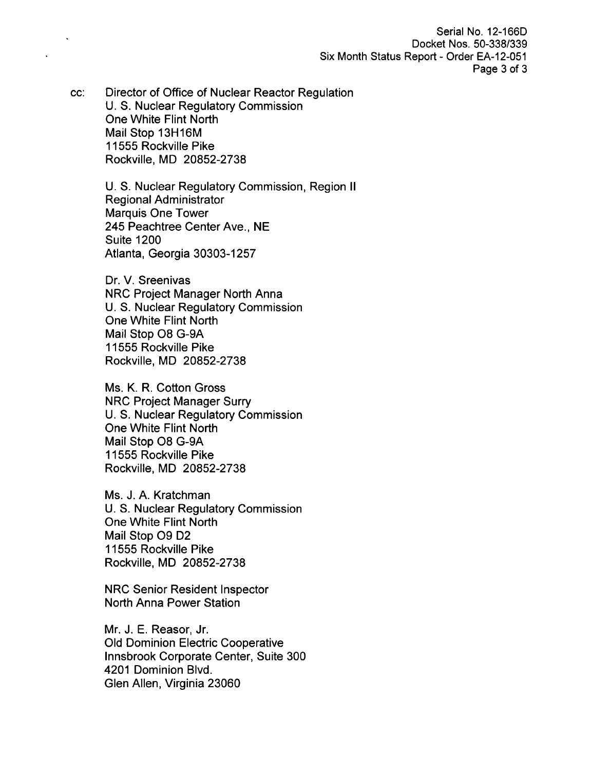cc: Director of Office of Nuclear Reactor Regulation
U. S. Nuclear Regulatory Commission
One White Flint North
Mail Stop 13H16M
11555 Rockville Pike
Rockville, MD 20852-2738

U. S. Nuclear Regulatory Commission, Region II
Regional Administrator
Marquis One Tower
245 Peachtree Center Ave., NE
Suite 1200
Atlanta, Georgia 30303-1257

Dr. V. Sreenivas
NRC Project Manager North Anna
U. S. Nuclear Regulatory Commission
One White Flint North
Mail Stop O8 G-9A
11555 Rockville Pike
Rockville, MD 20852-2738

Ms. K. R. Cotton Gross
NRC Project Manager Surry
U. S. Nuclear Regulatory Commission
One White Flint North
Mail Stop O8 G-9A
11555 Rockville Pike
Rockville, MD 20852-2738

Ms. J. A. Kratchman
U. S. Nuclear Regulatory Commission
One White Flint North
Mail Stop O9 D2
11555 Rockville Pike
Rockville, MD 20852-2738

NRC Senior Resident Inspector
North Anna Power Station

Mr. J. E. Reasor, Jr.
Old Dominion Electric Cooperative
Innsbrook Corporate Center, Suite 300
4201 Dominion Blvd.
Glen Allen, Virginia 23060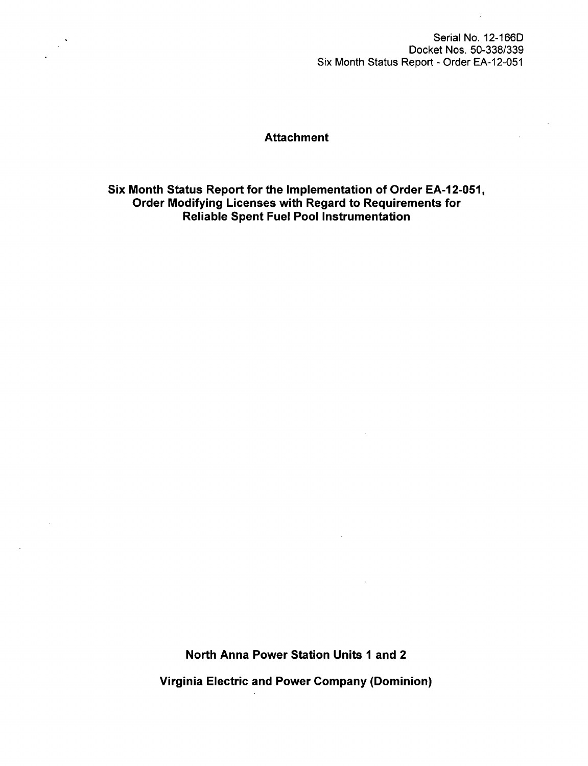Serial No. 12-166D
Docket Nos. 50-338/339
Six Month Status Report - Order EA-12-051

**Attachment**

**Six Month Status Report for the Implementation of Order EA-12-051, Order Modifying Licenses with Regard to Requirements for Reliable Spent Fuel Pool Instrumentation**

**North Anna Power Station Units 1 and 2**

**Virginia Electric and Power Company (Dominion)**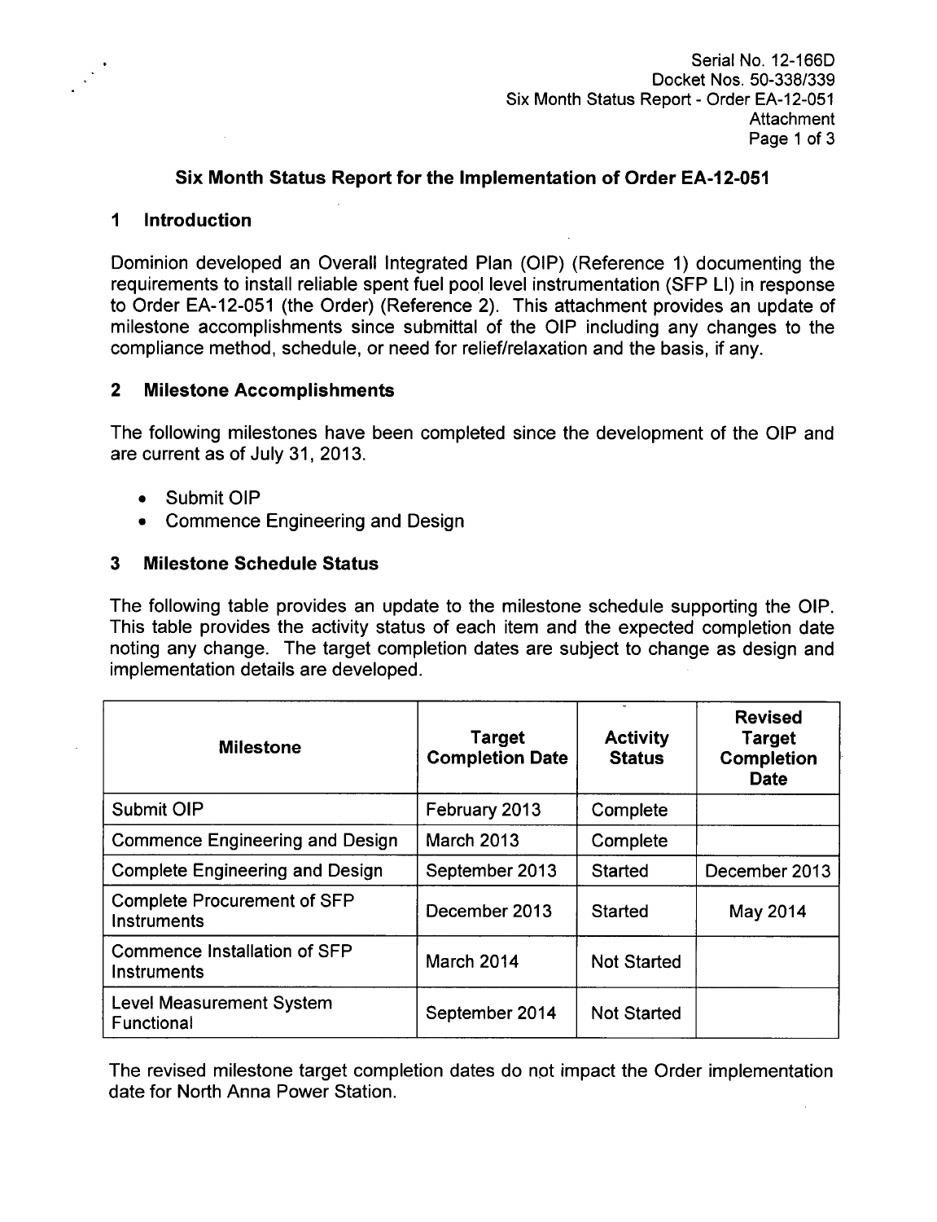Serial No. 12-166D
Docket Nos. 50-338/339
Six Month Status Report - Order EA-12-051
Attachment

## Six Month Status Report for the Implementation of Order EA-12-051

## 1 Introduction

Dominion developed an Overall Integrated Plan (OIP) (Reference 1) documenting the requirements to install reliable spent fuel pool level instrumentation (SFP LI) in response to Order EA-12-051 (the Order) (Reference 2). This attachment provides an update of milestone accomplishments since submittal of the OIP including any changes to the compliance method, schedule, or need for relief/relaxation and the basis, if any.

## 2 Milestone Accomplishments

The following milestones have been completed since the development of the OIP and are current as of July 31, 2013.

- Submit OIP
- Commence Engineering and Design

## 3 Milestone Schedule Status

The following table provides an update to the milestone schedule supporting the OIP. This table provides the activity status of each item and the expected completion date noting any change. The target completion dates are subject to change as design and implementation details are developed.

| Milestone | Target Completion Date | Activity Status | Revised Target Completion Date |
|---|---|---|---|
| Submit OIP | February 2013 | Complete | |
| Commence Engineering and Design | March 2013 | Complete | |
| Complete Engineering and Design | September 2013 | Started | December 2013 |
| Complete Procurement of SFP Instruments | December 2013 | Started | May 2014 |
| Commence Installation of SFP Instruments | March 2014 | Not Started | |
| Level Measurement System Functional | September 2014 | Not Started | |

The revised milestone target completion dates do not impact the Order implementation date for North Anna Power Station.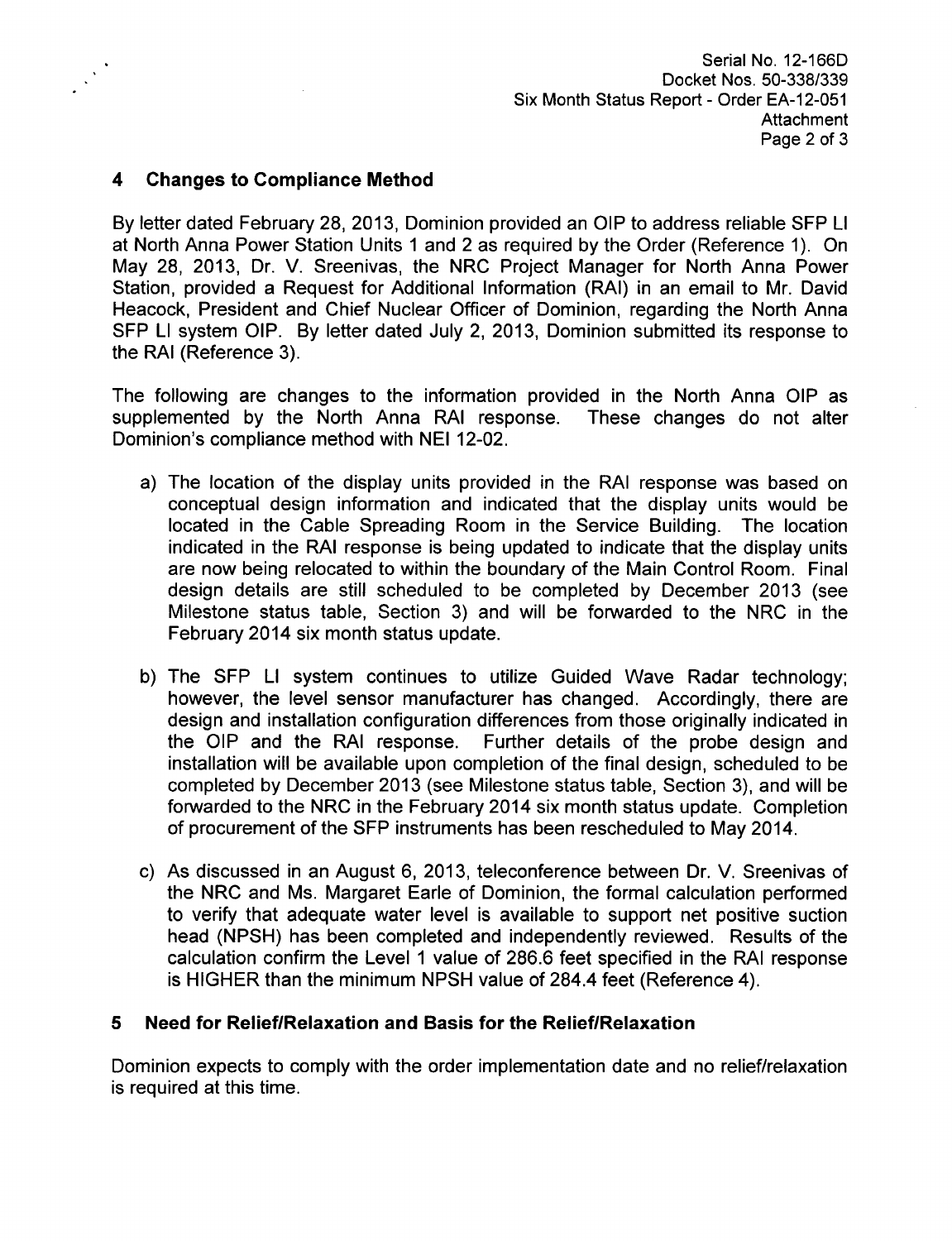## 4 Changes to Compliance Method

By letter dated February 28, 2013, Dominion provided an OIP to address reliable SFP LI at North Anna Power Station Units 1 and 2 as required by the Order (Reference 1). On May 28, 2013, Dr. V. Sreenivas, the NRC Project Manager for North Anna Power Station, provided a Request for Additional Information (RAI) in an email to Mr. David Heacock, President and Chief Nuclear Officer of Dominion, regarding the North Anna SFP LI system OIP. By letter dated July 2, 2013, Dominion submitted its response to the RAI (Reference 3).

The following are changes to the information provided in the North Anna OIP as supplemented by the North Anna RAI response. These changes do not alter Dominion's compliance method with NEI 12-02.

a) The location of the display units provided in the RAI response was based on conceptual design information and indicated that the display units would be located in the Cable Spreading Room in the Service Building. The location indicated in the RAI response is being updated to indicate that the display units are now being relocated to within the boundary of the Main Control Room. Final design details are still scheduled to be completed by December 2013 (see Milestone status table, Section 3) and will be forwarded to the NRC in the February 2014 six month status update.

b) The SFP LI system continues to utilize Guided Wave Radar technology; however, the level sensor manufacturer has changed. Accordingly, there are design and installation configuration differences from those originally indicated in the OIP and the RAI response. Further details of the probe design and installation will be available upon completion of the final design, scheduled to be completed by December 2013 (see Milestone status table, Section 3), and will be forwarded to the NRC in the February 2014 six month status update. Completion of procurement of the SFP instruments has been rescheduled to May 2014.

c) As discussed in an August 6, 2013, teleconference between Dr. V. Sreenivas of the NRC and Ms. Margaret Earle of Dominion, the formal calculation performed to verify that adequate water level is available to support net positive suction head (NPSH) has been completed and independently reviewed. Results of the calculation confirm the Level 1 value of 286.6 feet specified in the RAI response is HIGHER than the minimum NPSH value of 284.4 feet (Reference 4).

## 5 Need for Relief/Relaxation and Basis for the Relief/Relaxation

Dominion expects to comply with the order implementation date and no relief/relaxation is required at this time.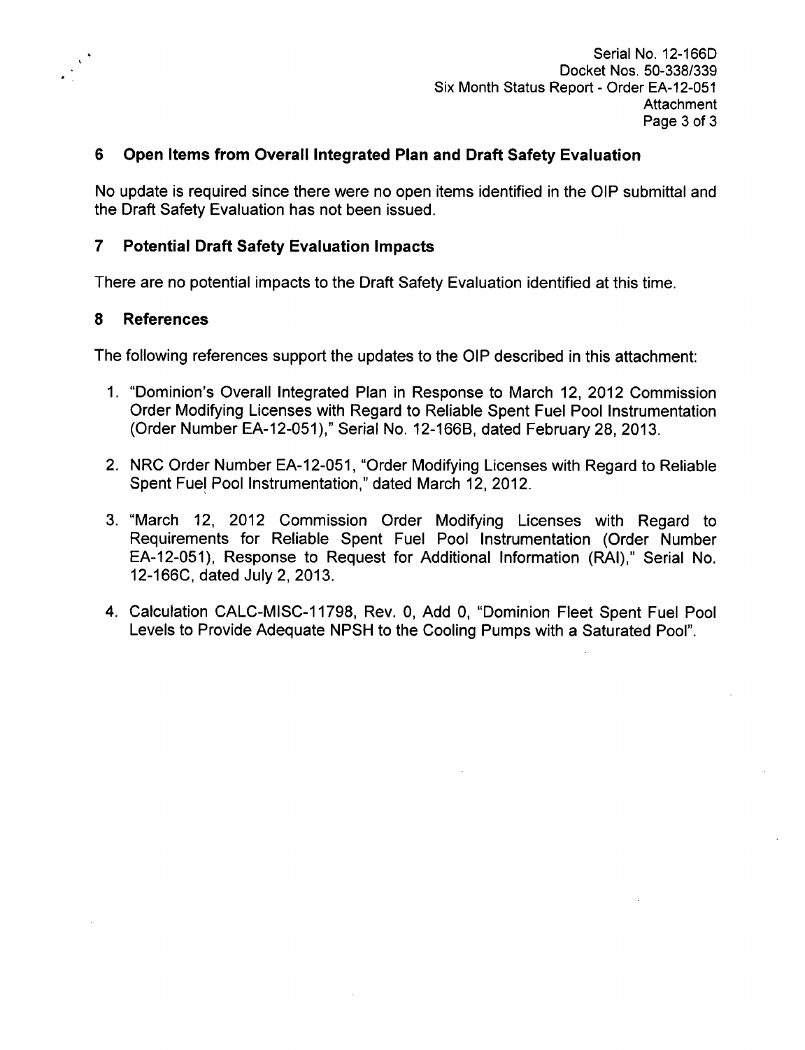## 6 Open Items from Overall Integrated Plan and Draft Safety Evaluation

No update is required since there were no open items identified in the OIP submittal and the Draft Safety Evaluation has not been issued.

## 7 Potential Draft Safety Evaluation Impacts

There are no potential impacts to the Draft Safety Evaluation identified at this time.

## 8 References

The following references support the updates to the OIP described in this attachment:

1. "Dominion's Overall Integrated Plan in Response to March 12, 2012 Commission Order Modifying Licenses with Regard to Reliable Spent Fuel Pool Instrumentation (Order Number EA-12-051)," Serial No. 12-166B, dated February 28, 2013.
2. NRC Order Number EA-12-051, "Order Modifying Licenses with Regard to Reliable Spent Fuel Pool Instrumentation," dated March 12, 2012.
3. "March 12, 2012 Commission Order Modifying Licenses with Regard to Requirements for Reliable Spent Fuel Pool Instrumentation (Order Number EA-12-051), Response to Request for Additional Information (RAI)," Serial No. 12-166C, dated July 2, 2013.
4. Calculation CALC-MISC-11798, Rev. 0, Add 0, "Dominion Fleet Spent Fuel Pool Levels to Provide Adequate NPSH to the Cooling Pumps with a Saturated Pool".